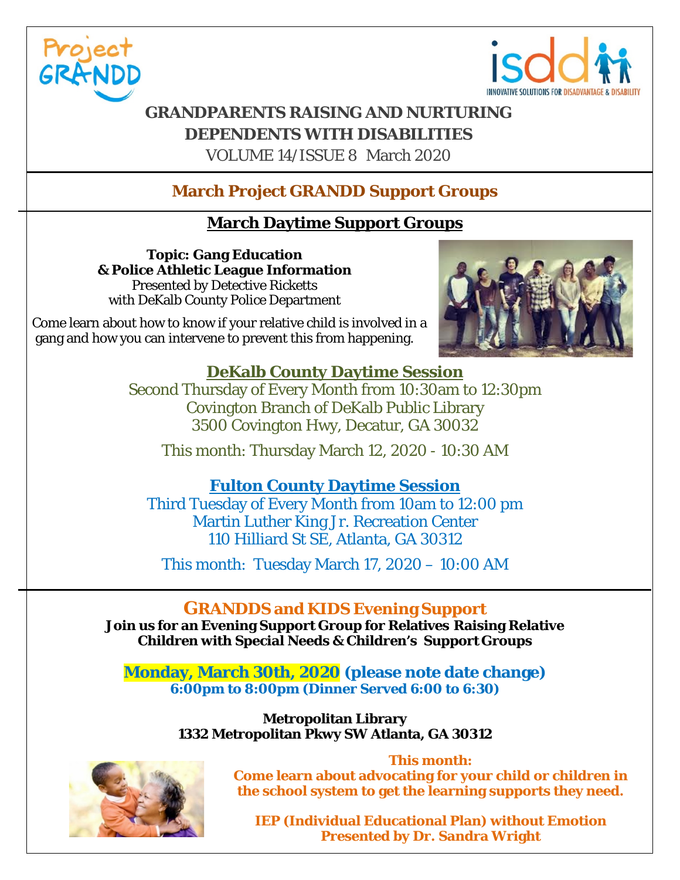Project GRANDD

ISDD — INNOVATIVE SOLUTIONS FOR DISADVANTAGE & DISABILITY

# GRANDPARENTS RAISING AND NURTURING DEPENDENTS WITH DISABILITIES

VOLUME 14/ISSUE 8 March 2020

## March Project GRANDD Support Groups

### March Daytime Support Groups

**Topic: Gang Education**
**& Police Athletic League Information**
Presented by Detective Ricketts
with DeKalb County Police Department

Come learn about how to know if your relative child is involved in a gang and how you can intervene to prevent this from happening.

### DeKalb County Daytime Session

Second Thursday of Every Month from 10:30am to 12:30pm
Covington Branch of DeKalb Public Library
3500 Covington Hwy, Decatur, GA 30032

This month: Thursday March 12, 2020 - 10:30 AM

### Fulton County Daytime Session

Third Tuesday of Every Month from 10am to 12:00 pm
Martin Luther King Jr. Recreation Center
110 Hilliard St SE, Atlanta, GA 30312

This month: Tuesday March 17, 2020 – 10:00 AM

## GRANDDS and KIDS Evening Support

**Join us for an Evening Support Group for Relatives Raising Relative Children with Special Needs & Children's Support Groups**

**Monday, March 30th, 2020 (please note date change)**
**6:00pm to 8:00pm (Dinner Served 6:00 to 6:30)**

**Metropolitan Library**
**1332 Metropolitan Pkwy SW Atlanta, GA 30312**

**This month:**
**Come learn about advocating for your child or children in the school system to get the learning supports they need.**

**IEP (Individual Educational Plan) without Emotion**
**Presented by Dr. Sandra Wright**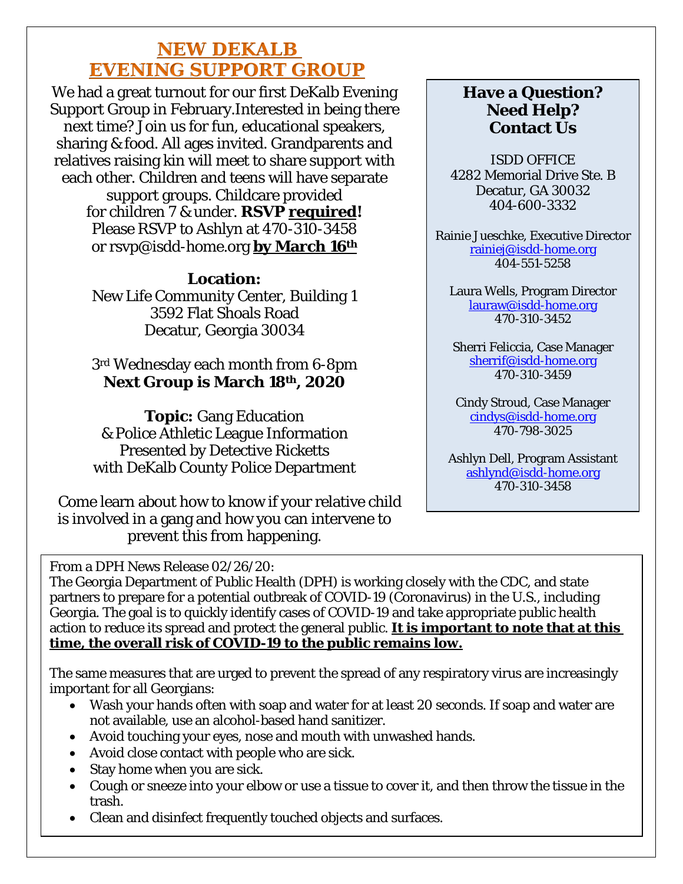## NEW DEKALB EVENING SUPPORT GROUP

We had a great turnout for our first DeKalb Evening Support Group in February.Interested in being there next time? Join us for fun, educational speakers, sharing & food. All ages invited. Grandparents and relatives raising kin will meet to share support with each other. Children and teens will have separate support groups. Childcare provided for children 7 & under. **RSVP required!** Please RSVP to Ashlyn at 470-310-3458 or rsvp@isdd-home.org **by March 16th**

**Location:**
New Life Community Center, Building 1
3592 Flat Shoals Road
Decatur, Georgia 30034

3rd Wednesday each month from 6-8pm
**Next Group is March 18th, 2020**

**Topic:** Gang Education & Police Athletic League Information Presented by Detective Ricketts with DeKalb County Police Department

Come learn about how to know if your relative child is involved in a gang and how you can intervene to prevent this from happening.

### Have a Question? Need Help? Contact Us

ISDD OFFICE
4282 Memorial Drive Ste. B
Decatur, GA 30032
404-600-3332

Rainie Jueschke, Executive Director
rainiej@isdd-home.org
404-551-5258

Laura Wells, Program Director
lauraw@isdd-home.org
470-310-3452

Sherri Feliccia, Case Manager
sherrif@isdd-home.org
470-310-3459

Cindy Stroud, Case Manager
cindys@isdd-home.org
470-798-3025

Ashlyn Dell, Program Assistant
ashlynd@isdd-home.org
470-310-3458

From a DPH News Release 02/26/20:
The Georgia Department of Public Health (DPH) is working closely with the CDC, and state partners to prepare for a potential outbreak of COVID-19 (Coronavirus) in the U.S., including Georgia. The goal is to quickly identify cases of COVID-19 and take appropriate public health action to reduce its spread and protect the general public. **It is important to note that at this time, the overall risk of COVID-19 to the public remains low.**

The same measures that are urged to prevent the spread of any respiratory virus are increasingly important for all Georgians:

- Wash your hands often with soap and water for at least 20 seconds. If soap and water are not available, use an alcohol-based hand sanitizer.
- Avoid touching your eyes, nose and mouth with unwashed hands.
- Avoid close contact with people who are sick.
- Stay home when you are sick.
- Cough or sneeze into your elbow or use a tissue to cover it, and then throw the tissue in the trash.
- Clean and disinfect frequently touched objects and surfaces.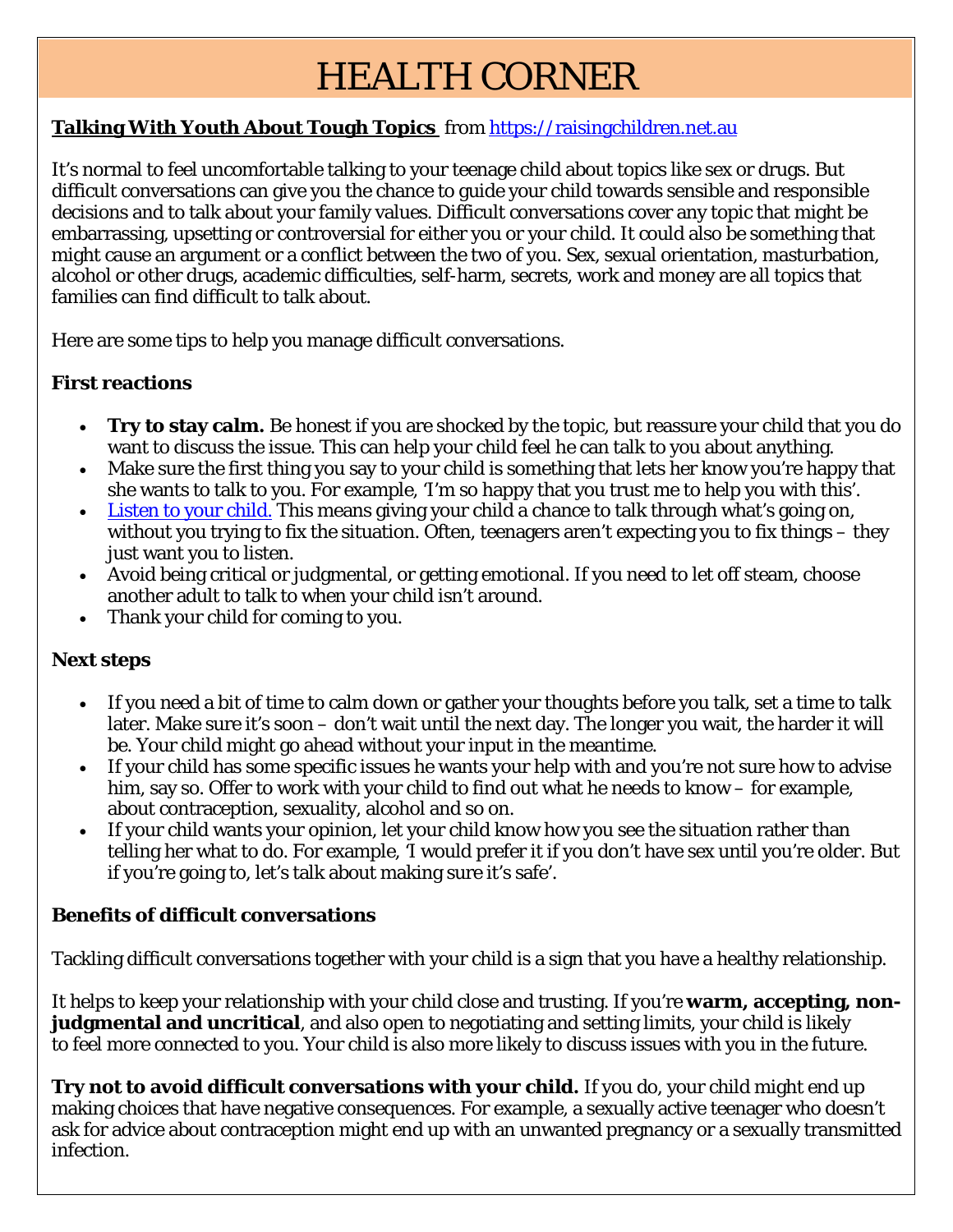# HEALTH CORNER

**Talking With Youth About Tough Topics** from [https://raisingchildren.net.au](https://raisingchildren.net.au)

It's normal to feel uncomfortable talking to your teenage child about topics like sex or drugs. But difficult conversations can give you the chance to guide your child towards sensible and responsible decisions and to talk about your family values. Difficult conversations cover any topic that might be embarrassing, upsetting or controversial for either you or your child. It could also be something that might cause an argument or a conflict between the two of you. Sex, sexual orientation, masturbation, alcohol or other drugs, academic difficulties, self-harm, secrets, work and money are all topics that families can find difficult to talk about.

Here are some tips to help you manage difficult conversations.

### First reactions

- **Try to stay calm.** Be honest if you are shocked by the topic, but reassure your child that you do want to discuss the issue. This can help your child feel he can talk to you about anything.
- Make sure the first thing you say to your child is something that lets her know you're happy that she wants to talk to you. For example, 'I'm so happy that you trust me to help you with this'.
- Listen to your child. This means giving your child a chance to talk through what's going on, without you trying to fix the situation. Often, teenagers aren't expecting you to fix things – they just want you to listen.
- Avoid being critical or judgmental, or getting emotional. If you need to let off steam, choose another adult to talk to when your child isn't around.
- Thank your child for coming to you.

### Next steps

- If you need a bit of time to calm down or gather your thoughts before you talk, set a time to talk later. Make sure it's soon – don't wait until the next day. The longer you wait, the harder it will be. Your child might go ahead without your input in the meantime.
- If your child has some specific issues he wants your help with and you're not sure how to advise him, say so. Offer to work with your child to find out what he needs to know – for example, about contraception, sexuality, alcohol and so on.
- If your child wants your opinion, let your child know how you see the situation rather than telling her what to do. For example, 'I would prefer it if you don't have sex until you're older. But if you're going to, let's talk about making sure it's safe'.

### Benefits of difficult conversations

Tackling difficult conversations together with your child is a sign that you have a healthy relationship.

It helps to keep your relationship with your child close and trusting. If you're **warm, accepting, non-judgmental and uncritical**, and also open to negotiating and setting limits, your child is likely to feel more connected to you. Your child is also more likely to discuss issues with you in the future.

**Try not to avoid difficult conversations with your child.** If you do, your child might end up making choices that have negative consequences. For example, a sexually active teenager who doesn't ask for advice about contraception might end up with an unwanted pregnancy or a sexually transmitted infection.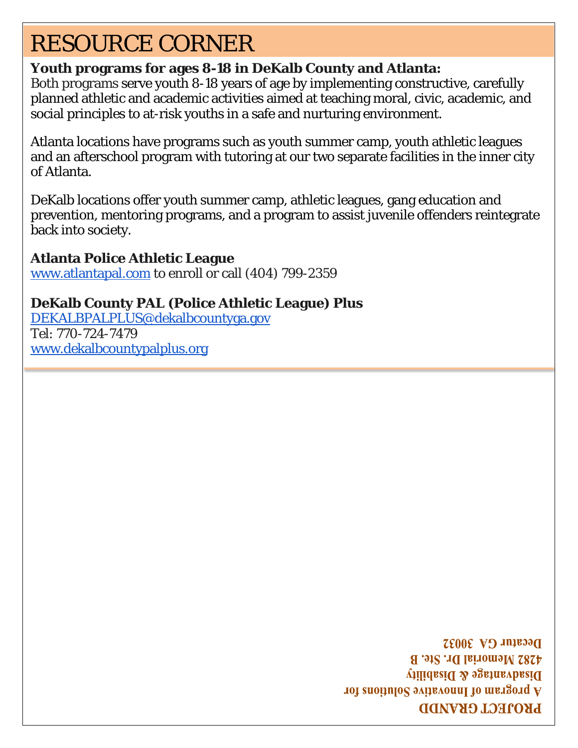# RESOURCE CORNER

**Youth programs for ages 8-18 in DeKalb County and Atlanta:**
Both programs serve youth 8-18 years of age by implementing constructive, carefully planned athletic and academic activities aimed at teaching moral, civic, academic, and social principles to at-risk youths in a safe and nurturing environment.

Atlanta locations have programs such as youth summer camp, youth athletic leagues and an afterschool program with tutoring at our two separate facilities in the inner city of Atlanta.

DeKalb locations offer youth summer camp, athletic leagues, gang education and prevention, mentoring programs, and a program to assist juvenile offenders reintegrate back into society.

**Atlanta Police Athletic League**
www.atlantapal.com to enroll or call (404) 799-2359

**DeKalb County PAL (Police Athletic League) Plus**
DEKALBPALPLUS@dekalbcountyga.gov
Tel: 770-724-7479
www.dekalbcountypalplus.org

**PROJECT GRANDD**
**A program of Innovative Solutions for Disadvantage & Disability**
**4282 Memorial Dr. Ste. B**
**Decatur GA 30032**